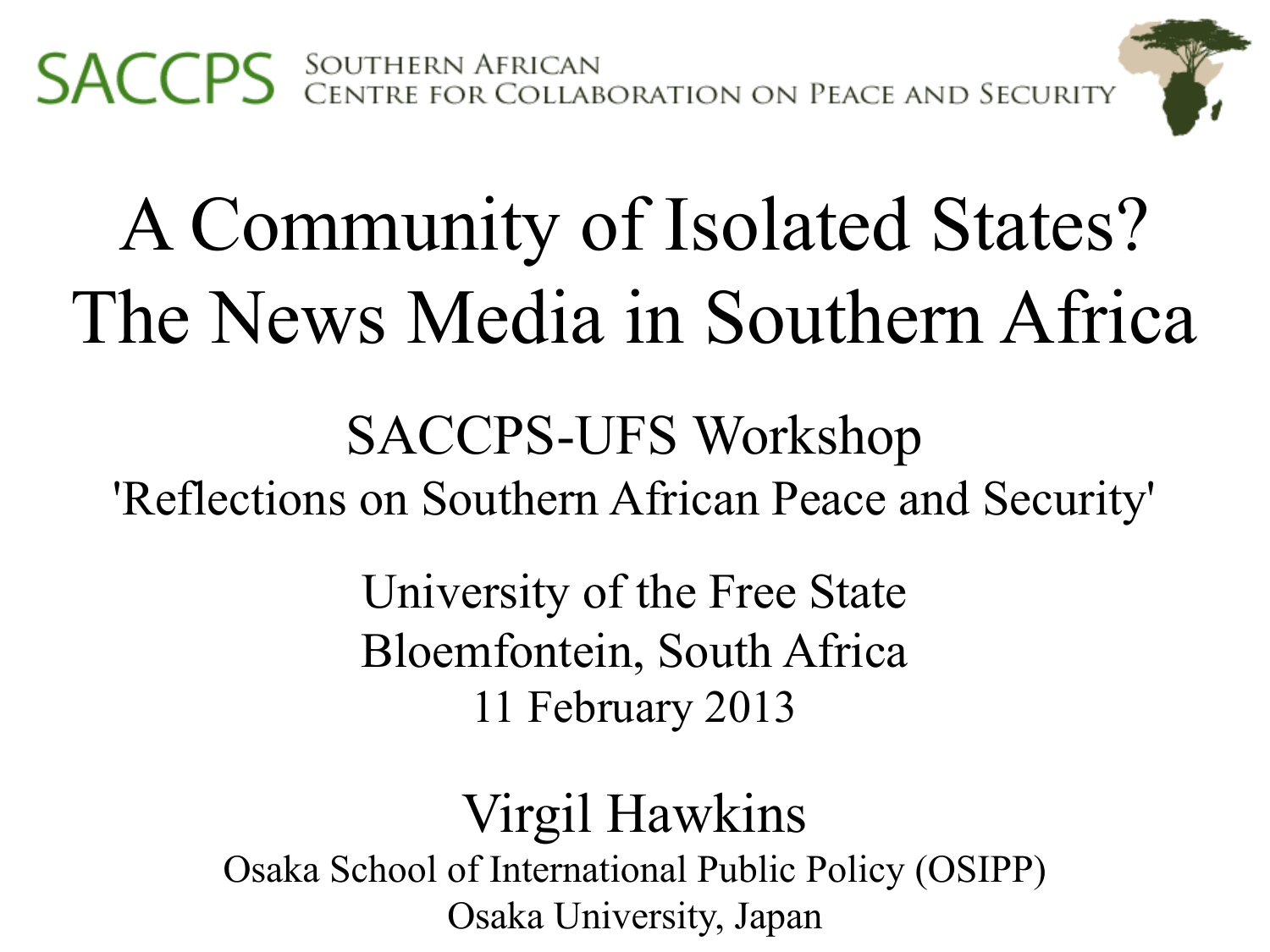SACCPS Southern African Centre for Collaboration on Peace and Security

# A Community of Isolated States? The News Media in Southern Africa

## SACCPS-UFS Workshop

'Reflections on Southern African Peace and Security'

University of the Free State
Bloemfontein, South Africa
11 February 2013

## Virgil Hawkins

Osaka School of International Public Policy (OSIPP)
Osaka University, Japan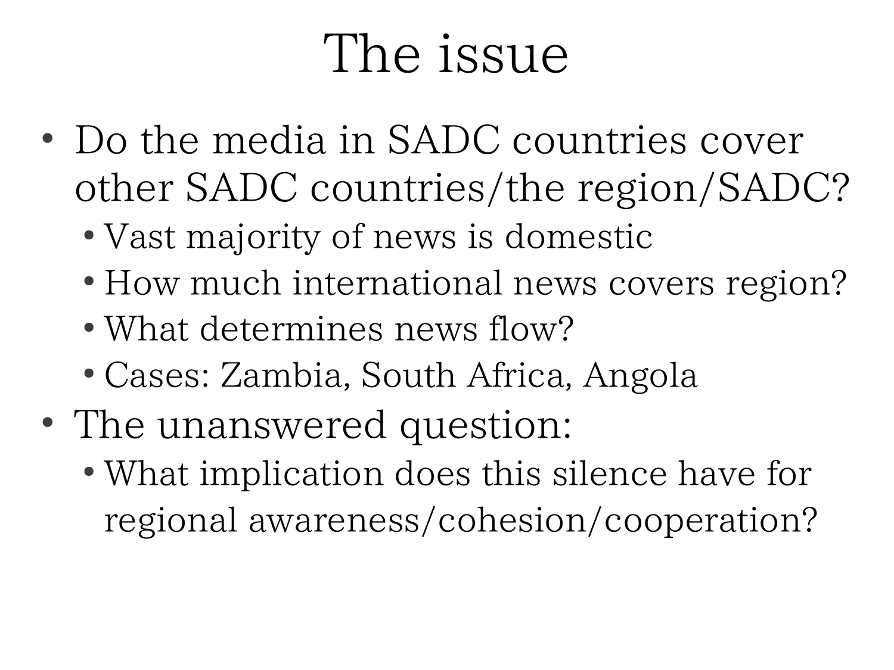# The issue

- Do the media in SADC countries cover other SADC countries/the region/SADC?
  - Vast majority of news is domestic
  - How much international news covers region?
  - What determines news flow?
  - Cases: Zambia, South Africa, Angola
- The unanswered question:
  - What implication does this silence have for regional awareness/cohesion/cooperation?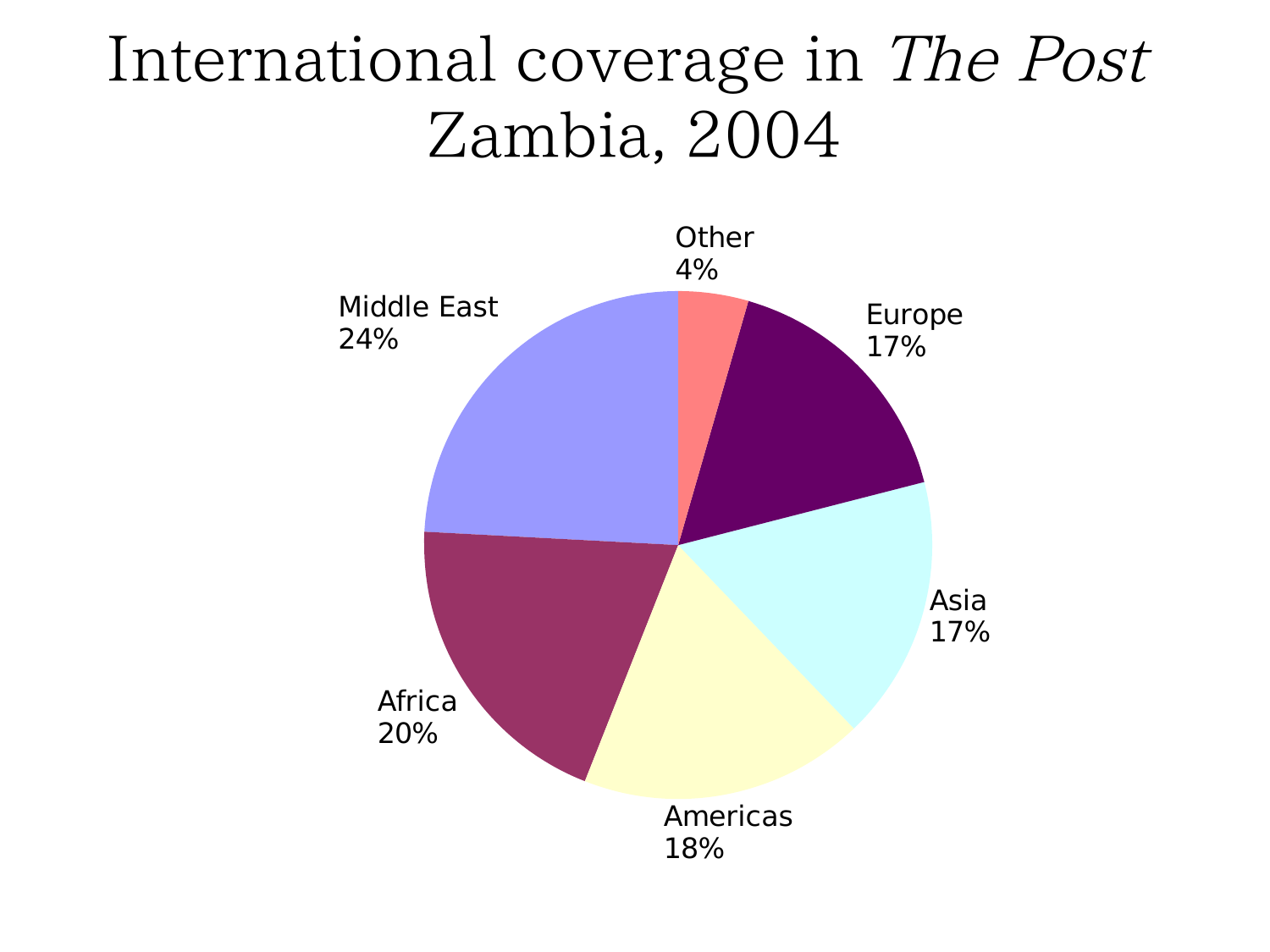# International coverage in *The Post*
# Zambia, 2004

| Region | Share |
|---|---|
| Other | 4% |
| Europe | 17% |
| Asia | 17% |
| Americas | 18% |
| Africa | 20% |
| Middle East | 24% |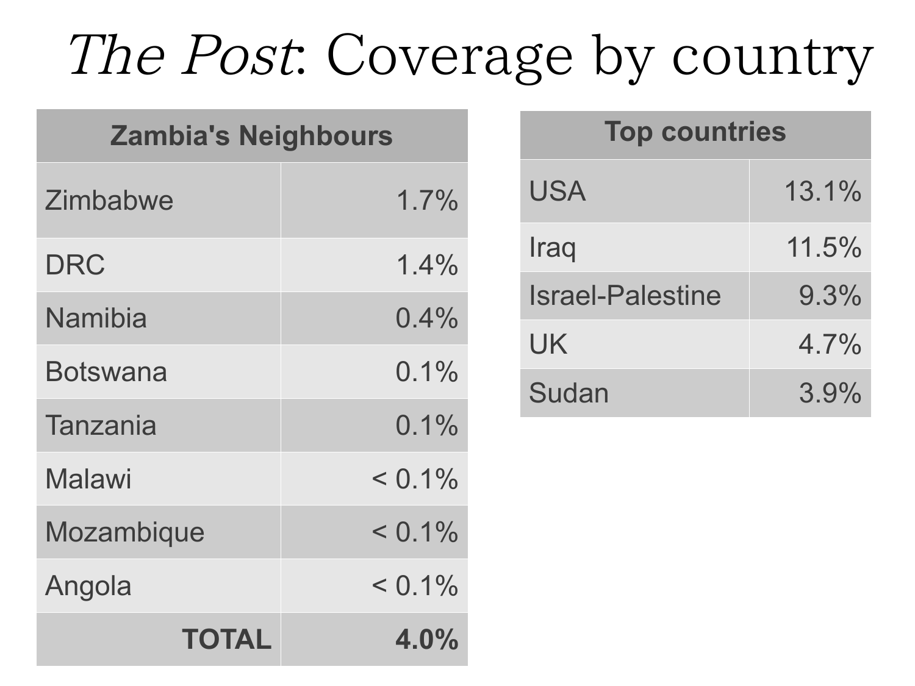# *The Post*: Coverage by country

| Zambia's Neighbours | |
|---|---|
| Zimbabwe | 1.7% |
| DRC | 1.4% |
| Namibia | 0.4% |
| Botswana | 0.1% |
| Tanzania | 0.1% |
| Malawi | < 0.1% |
| Mozambique | < 0.1% |
| Angola | < 0.1% |
| **TOTAL** | **4.0%** |

| Top countries | |
|---|---|
| USA | 13.1% |
| Iraq | 11.5% |
| Israel-Palestine | 9.3% |
| UK | 4.7% |
| Sudan | 3.9% |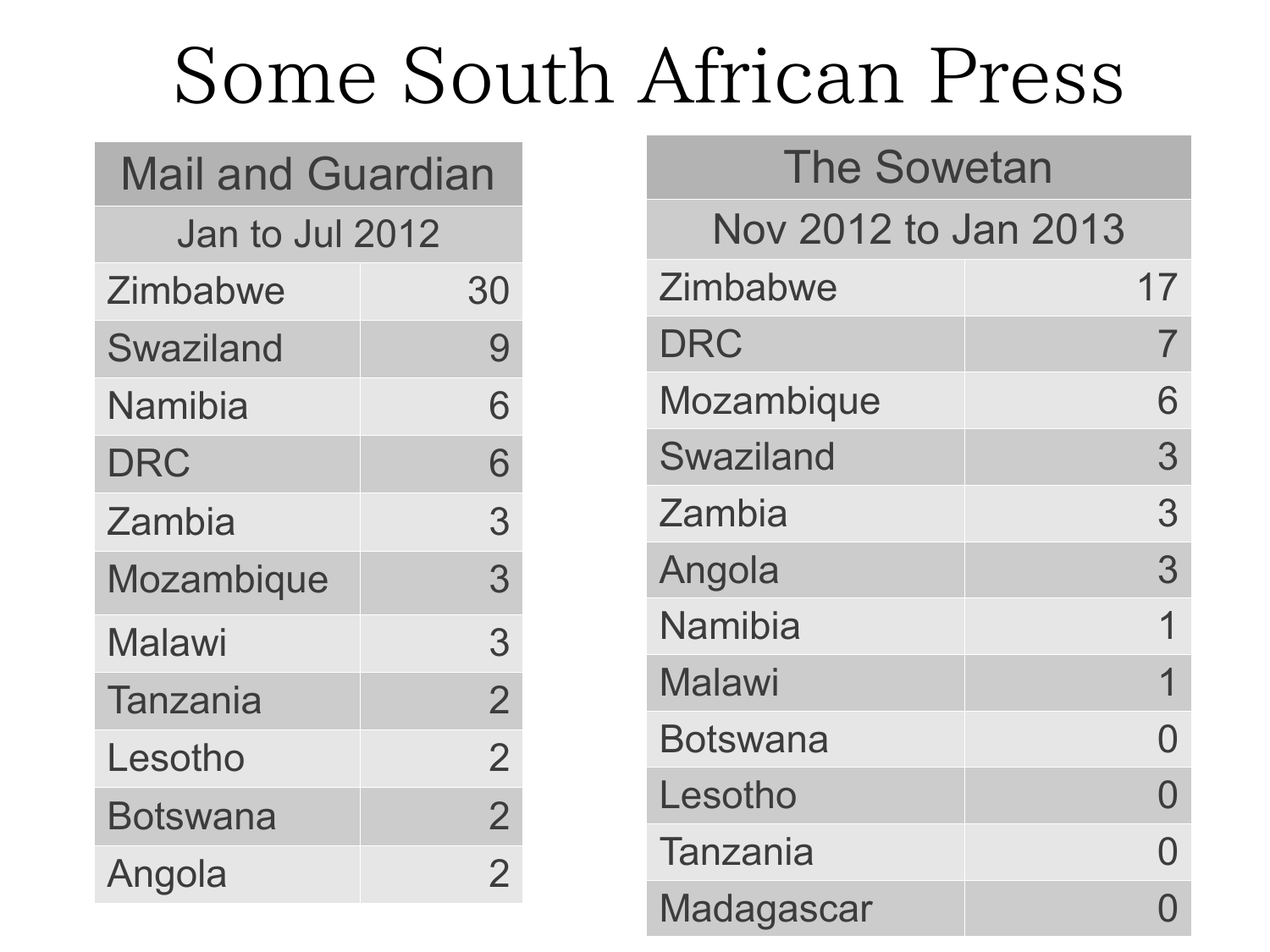# Some South African Press

| Mail and Guardian | |
|---|---|
| Jan to Jul 2012 | |
| Zimbabwe | 30 |
| Swaziland | 9 |
| Namibia | 6 |
| DRC | 6 |
| Zambia | 3 |
| Mozambique | 3 |
| Malawi | 3 |
| Tanzania | 2 |
| Lesotho | 2 |
| Botswana | 2 |
| Angola | 2 |

| The Sowetan | |
|---|---|
| Nov 2012 to Jan 2013 | |
| Zimbabwe | 17 |
| DRC | 7 |
| Mozambique | 6 |
| Swaziland | 3 |
| Zambia | 3 |
| Angola | 3 |
| Namibia | 1 |
| Malawi | 1 |
| Botswana | 0 |
| Lesotho | 0 |
| Tanzania | 0 |
| Madagascar | 0 |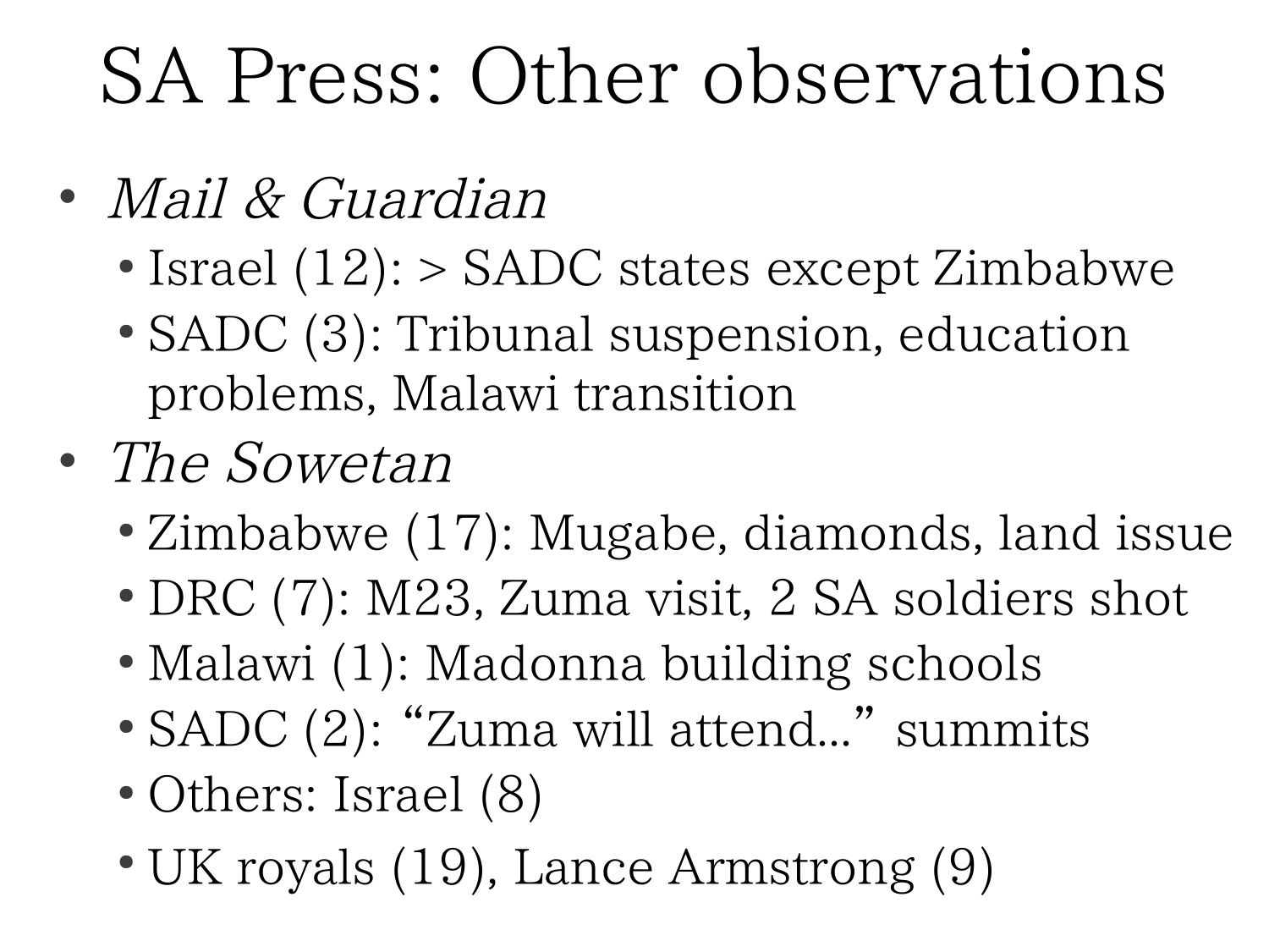# SA Press: Other observations

- *Mail & Guardian*
  - Israel (12): > SADC states except Zimbabwe
  - SADC (3): Tribunal suspension, education problems, Malawi transition
- *The Sowetan*
  - Zimbabwe (17): Mugabe, diamonds, land issue
  - DRC (7): M23, Zuma visit, 2 SA soldiers shot
  - Malawi (1): Madonna building schools
  - SADC (2): "Zuma will attend…" summits
  - Others: Israel (8)
  - UK royals (19), Lance Armstrong (9)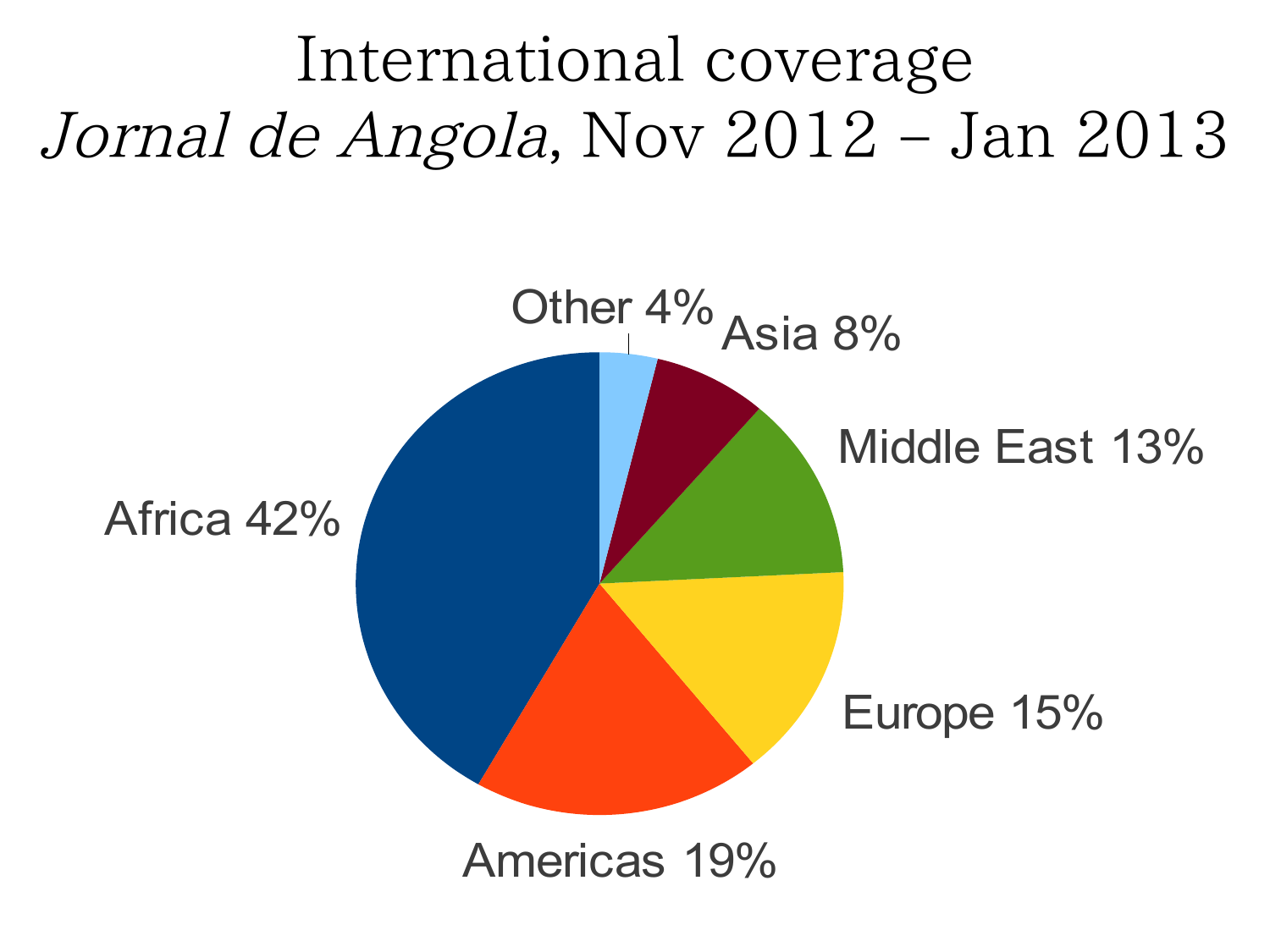# International coverage

## *Jornal de Angola*, Nov 2012 – Jan 2013

Other 4%

Asia 8%

Middle East 13%

Europe 15%

Americas 19%

Africa 42%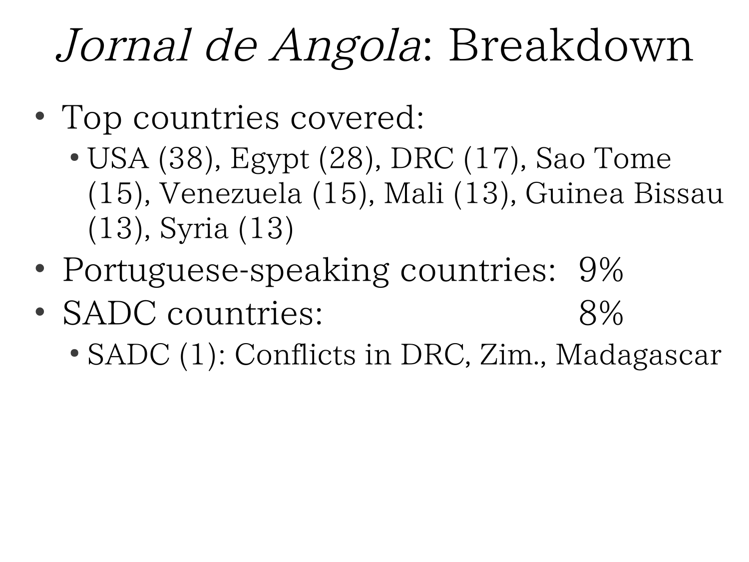# *Jornal de Angola*: Breakdown

- Top countries covered:
  - USA (38), Egypt (28), DRC (17), Sao Tome (15), Venezuela (15), Mali (13), Guinea Bissau (13), Syria (13)
- Portuguese-speaking countries: 9%
- SADC countries: 8%
  - SADC (1): Conflicts in DRC, Zim., Madagascar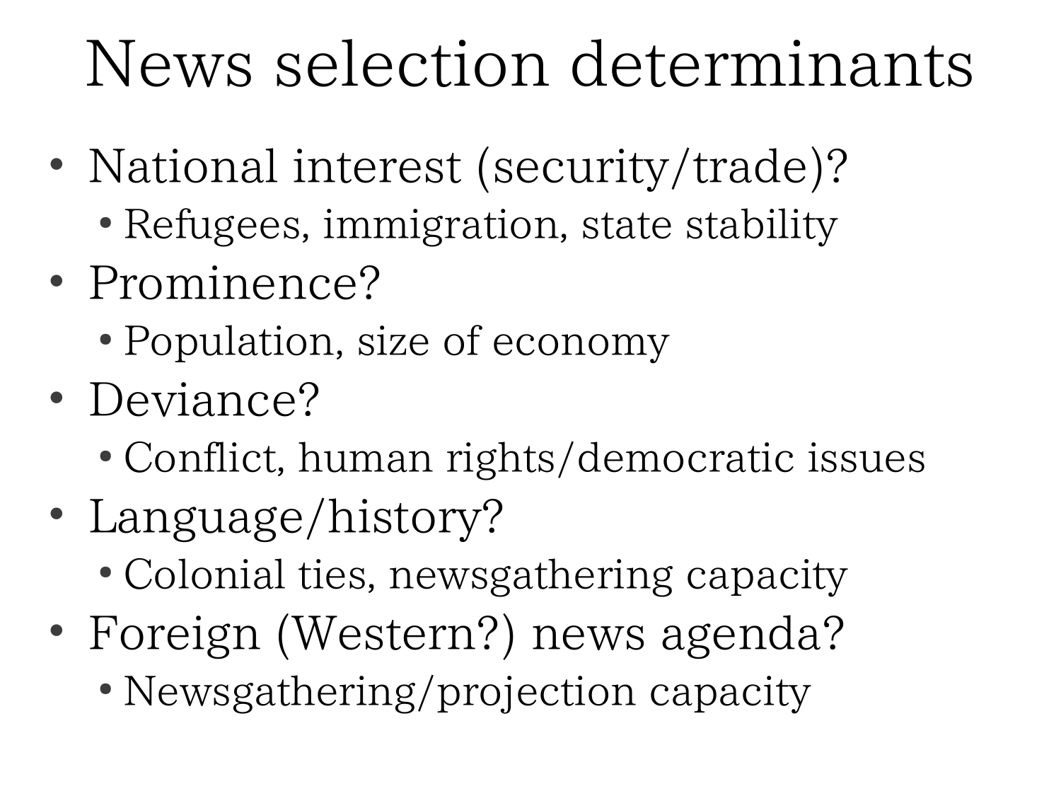# News selection determinants

- National interest (security/trade)?
  - Refugees, immigration, state stability
- Prominence?
  - Population, size of economy
- Deviance?
  - Conflict, human rights/democratic issues
- Language/history?
  - Colonial ties, newsgathering capacity
- Foreign (Western?) news agenda?
  - Newsgathering/projection capacity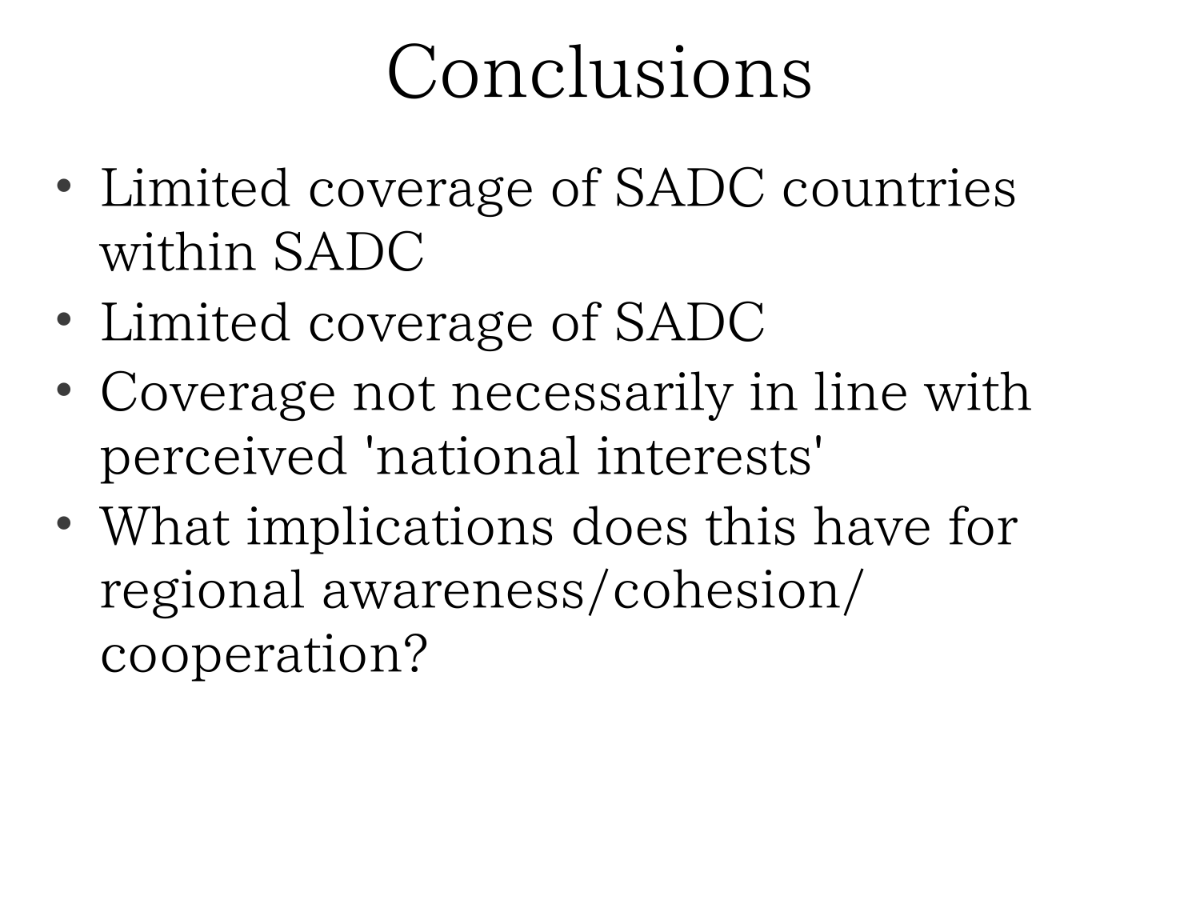# Conclusions

- Limited coverage of SADC countries within SADC
- Limited coverage of SADC
- Coverage not necessarily in line with perceived 'national interests'
- What implications does this have for regional awareness/cohesion/ cooperation?